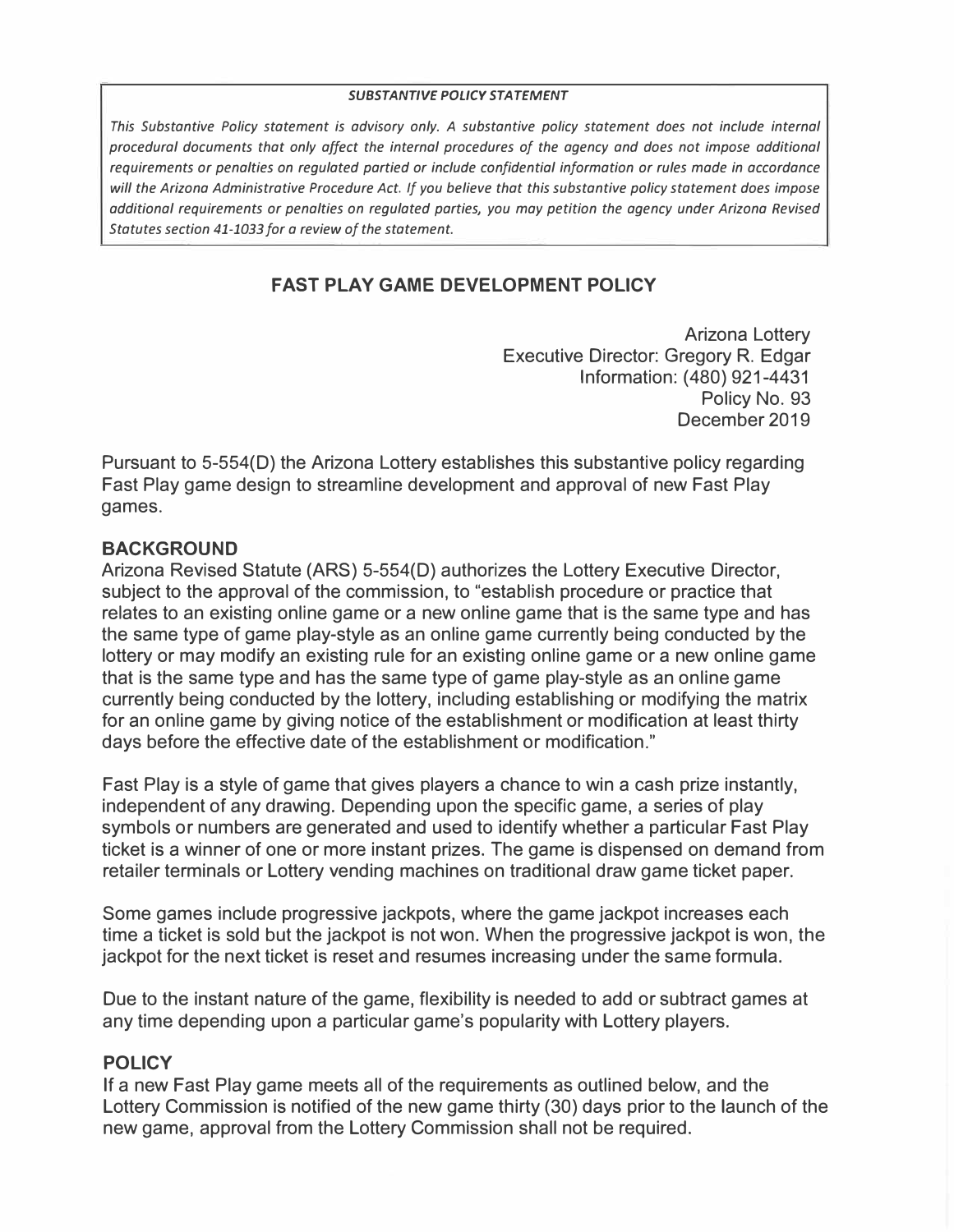***SUBSTANTIVE POLICY STATEMENT***

*This Substantive Policy statement is advisory only. A substantive policy statement does not include internal procedural documents that only affect the internal procedures of the agency and does not impose additional requirements or penalties on regulated partied or include confidential information or rules made in accordance will the Arizona Administrative Procedure Act. If you believe that this substantive policy statement does impose additional requirements or penalties on regulated parties, you may petition the agency under Arizona Revised Statutes section 41-1033 for a review of the statement.*

# FAST PLAY GAME DEVELOPMENT POLICY

Arizona Lottery
Executive Director: Gregory R. Edgar
Information: (480) 921-4431
Policy No. 93
December 2019

Pursuant to 5-554(D) the Arizona Lottery establishes this substantive policy regarding Fast Play game design to streamline development and approval of new Fast Play games.

## BACKGROUND

Arizona Revised Statute (ARS) 5-554(D) authorizes the Lottery Executive Director, subject to the approval of the commission, to "establish procedure or practice that relates to an existing online game or a new online game that is the same type and has the same type of game play-style as an online game currently being conducted by the lottery or may modify an existing rule for an existing online game or a new online game that is the same type and has the same type of game play-style as an online game currently being conducted by the lottery, including establishing or modifying the matrix for an online game by giving notice of the establishment or modification at least thirty days before the effective date of the establishment or modification."

Fast Play is a style of game that gives players a chance to win a cash prize instantly, independent of any drawing. Depending upon the specific game, a series of play symbols or numbers are generated and used to identify whether a particular Fast Play ticket is a winner of one or more instant prizes. The game is dispensed on demand from retailer terminals or Lottery vending machines on traditional draw game ticket paper.

Some games include progressive jackpots, where the game jackpot increases each time a ticket is sold but the jackpot is not won. When the progressive jackpot is won, the jackpot for the next ticket is reset and resumes increasing under the same formula.

Due to the instant nature of the game, flexibility is needed to add or subtract games at any time depending upon a particular game's popularity with Lottery players.

## POLICY

If a new Fast Play game meets all of the requirements as outlined below, and the Lottery Commission is notified of the new game thirty (30) days prior to the launch of the new game, approval from the Lottery Commission shall not be required.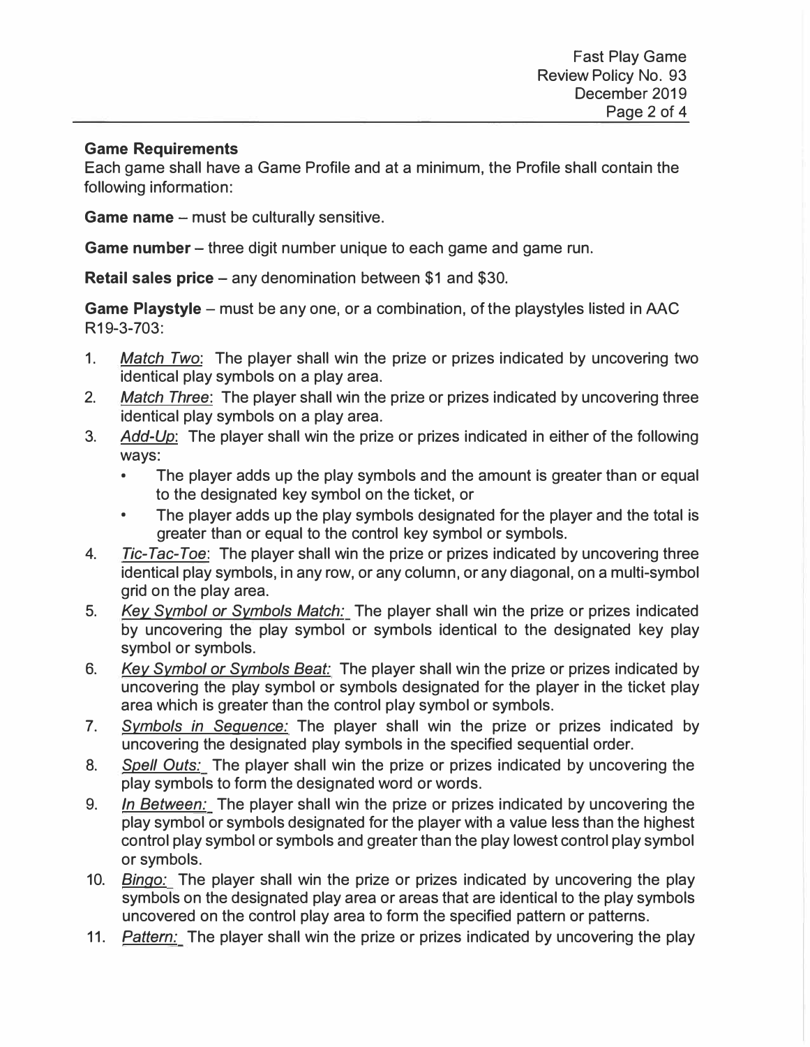**Game Requirements**
Each game shall have a Game Profile and at a minimum, the Profile shall contain the following information:

**Game name** – must be culturally sensitive.

**Game number** – three digit number unique to each game and game run.

**Retail sales price** – any denomination between $1 and $30.

**Game Playstyle** – must be any one, or a combination, of the playstyles listed in AAC R19-3-703:

1. *Match Two*: The player shall win the prize or prizes indicated by uncovering two identical play symbols on a play area.
2. *Match Three*: The player shall win the prize or prizes indicated by uncovering three identical play symbols on a play area.
3. *Add-Up*: The player shall win the prize or prizes indicated in either of the following ways:
   - The player adds up the play symbols and the amount is greater than or equal to the designated key symbol on the ticket, or
   - The player adds up the play symbols designated for the player and the total is greater than or equal to the control key symbol or symbols.
4. *Tic-Tac-Toe*: The player shall win the prize or prizes indicated by uncovering three identical play symbols, in any row, or any column, or any diagonal, on a multi-symbol grid on the play area.
5. *Key Symbol or Symbols Match:* The player shall win the prize or prizes indicated by uncovering the play symbol or symbols identical to the designated key play symbol or symbols.
6. *Key Symbol or Symbols Beat:* The player shall win the prize or prizes indicated by uncovering the play symbol or symbols designated for the player in the ticket play area which is greater than the control play symbol or symbols.
7. *Symbols in Sequence:* The player shall win the prize or prizes indicated by uncovering the designated play symbols in the specified sequential order.
8. *Spell Outs:* The player shall win the prize or prizes indicated by uncovering the play symbols to form the designated word or words.
9. *In Between:* The player shall win the prize or prizes indicated by uncovering the play symbol or symbols designated for the player with a value less than the highest control play symbol or symbols and greater than the play lowest control play symbol or symbols.
10. *Bingo:* The player shall win the prize or prizes indicated by uncovering the play symbols on the designated play area or areas that are identical to the play symbols uncovered on the control play area to form the specified pattern or patterns.
11. *Pattern:* The player shall win the prize or prizes indicated by uncovering the play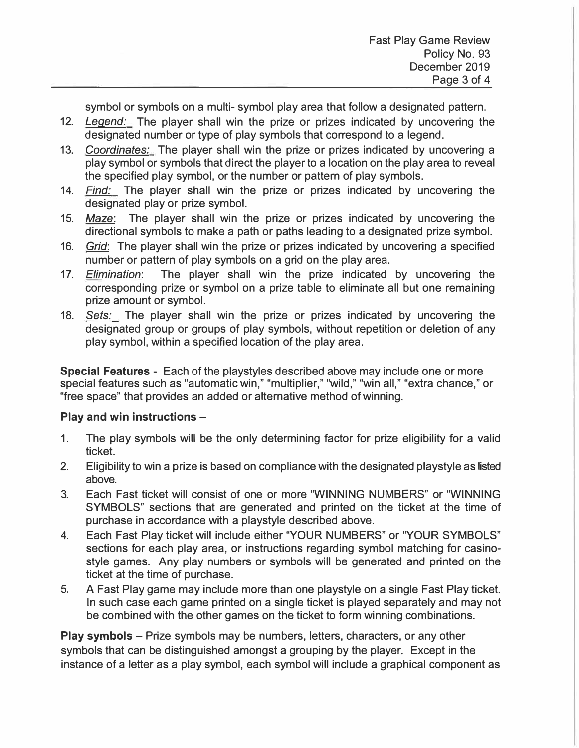symbol or symbols on a multi- symbol play area that follow a designated pattern.

12. *Legend:* The player shall win the prize or prizes indicated by uncovering the designated number or type of play symbols that correspond to a legend.
13. *Coordinates:* The player shall win the prize or prizes indicated by uncovering a play symbol or symbols that direct the player to a location on the play area to reveal the specified play symbol, or the number or pattern of play symbols.
14. *Find:* The player shall win the prize or prizes indicated by uncovering the designated play or prize symbol.
15. *Maze*: The player shall win the prize or prizes indicated by uncovering the directional symbols to make a path or paths leading to a designated prize symbol.
16. *Grid*: The player shall win the prize or prizes indicated by uncovering a specified number or pattern of play symbols on a grid on the play area.
17. *Elimination*: The player shall win the prize indicated by uncovering the corresponding prize or symbol on a prize table to eliminate all but one remaining prize amount or symbol.
18. *Sets:* The player shall win the prize or prizes indicated by uncovering the designated group or groups of play symbols, without repetition or deletion of any play symbol, within a specified location of the play area.

**Special Features** - Each of the playstyles described above may include one or more special features such as "automatic win," "multiplier," "wild," "win all," "extra chance," or "free space" that provides an added or alternative method of winning.

**Play and win instructions** –

1. The play symbols will be the only determining factor for prize eligibility for a valid ticket.
2. Eligibility to win a prize is based on compliance with the designated playstyle as listed above.
3. Each Fast ticket will consist of one or more "WINNING NUMBERS" or "WINNING SYMBOLS" sections that are generated and printed on the ticket at the time of purchase in accordance with a playstyle described above.
4. Each Fast Play ticket will include either "YOUR NUMBERS" or "YOUR SYMBOLS" sections for each play area, or instructions regarding symbol matching for casino-style games. Any play numbers or symbols will be generated and printed on the ticket at the time of purchase.
5. A Fast Play game may include more than one playstyle on a single Fast Play ticket. In such case each game printed on a single ticket is played separately and may not be combined with the other games on the ticket to form winning combinations.

**Play symbols** – Prize symbols may be numbers, letters, characters, or any other symbols that can be distinguished amongst a grouping by the player. Except in the instance of a letter as a play symbol, each symbol will include a graphical component as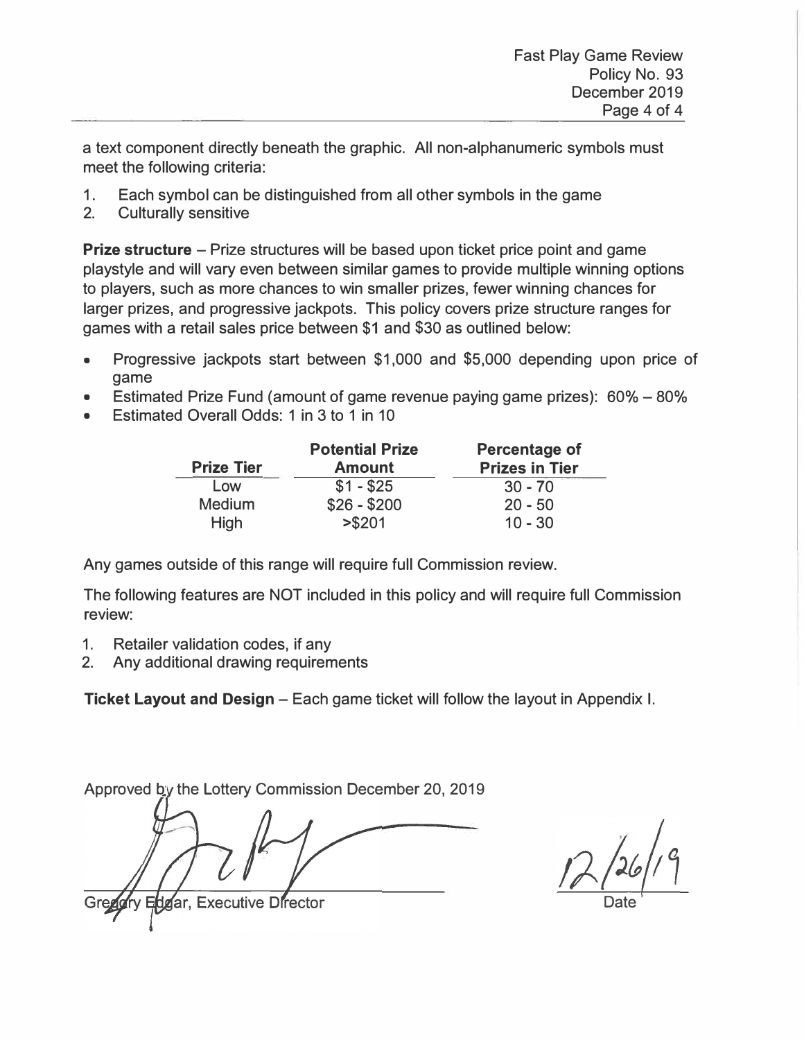a text component directly beneath the graphic. All non-alphanumeric symbols must meet the following criteria:

1. Each symbol can be distinguished from all other symbols in the game
2. Culturally sensitive

**Prize structure** – Prize structures will be based upon ticket price point and game playstyle and will vary even between similar games to provide multiple winning options to players, such as more chances to win smaller prizes, fewer winning chances for larger prizes, and progressive jackpots. This policy covers prize structure ranges for games with a retail sales price between $1 and $30 as outlined below:

- Progressive jackpots start between $1,000 and $5,000 depending upon price of game
- Estimated Prize Fund (amount of game revenue paying game prizes): 60% – 80%
- Estimated Overall Odds: 1 in 3 to 1 in 10

| Prize Tier | Potential Prize Amount | Percentage of Prizes in Tier |
|---|---|---|
| Low | $1 - $25 | 30 - 70 |
| Medium | $26 - $200 | 20 - 50 |
| High | >$201 | 10 - 30 |

Any games outside of this range will require full Commission review.

The following features are NOT included in this policy and will require full Commission review:

1. Retailer validation codes, if any
2. Any additional drawing requirements

**Ticket Layout and Design** – Each game ticket will follow the layout in Appendix I.

Approved by the Lottery Commission December 20, 2019

Gregory Edgar, Executive Director

12/26/19
Date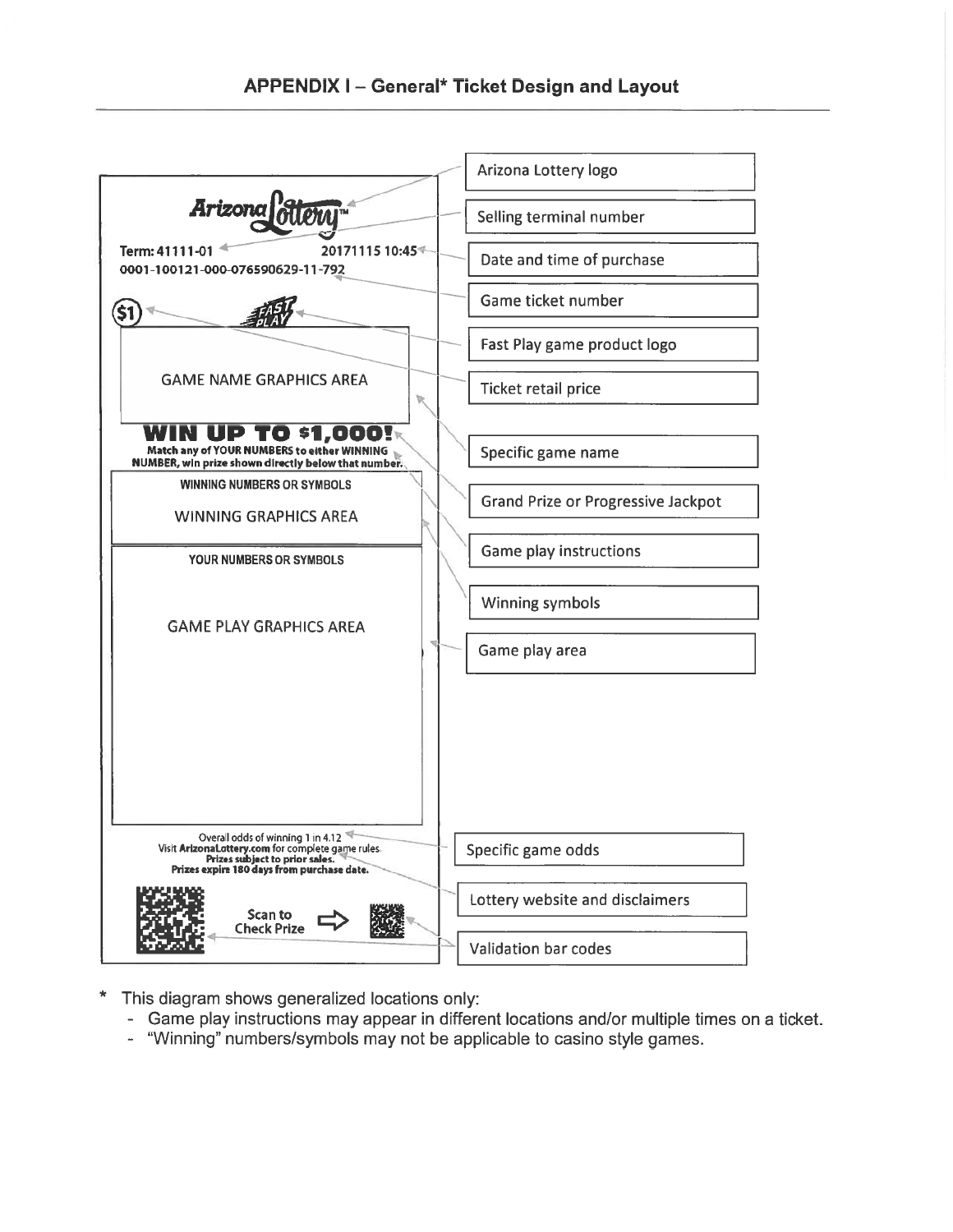## APPENDIX I – General* Ticket Design and Layout

Arizona Lottery™

Term: 41111-01 20171115 10:45
0001-100121-000-076590629-11-792

($1) FAST PLAY

GAME NAME GRAPHICS AREA

**WIN UP TO $1,000!**
**Match any of YOUR NUMBERS to either WINNING NUMBER, win prize shown directly below that number.**

WINNING NUMBERS OR SYMBOLS

WINNING GRAPHICS AREA

YOUR NUMBERS OR SYMBOLS

GAME PLAY GRAPHICS AREA

Overall odds of winning 1 in 4.12
Visit **ArizonaLottery.com** for complete game rules.
**Prizes subject to prior sales.**
**Prizes expire 180 days from purchase date.**

Scan to Check Prize

- Arizona Lottery logo
- Selling terminal number
- Date and time of purchase
- Game ticket number
- Fast Play game product logo
- Ticket retail price
- Specific game name
- Grand Prize or Progressive Jackpot
- Game play instructions
- Winning symbols
- Game play area
- Specific game odds
- Lottery website and disclaimers
- Validation bar codes

\* This diagram shows generalized locations only:
- Game play instructions may appear in different locations and/or multiple times on a ticket.
- "Winning" numbers/symbols may not be applicable to casino style games.